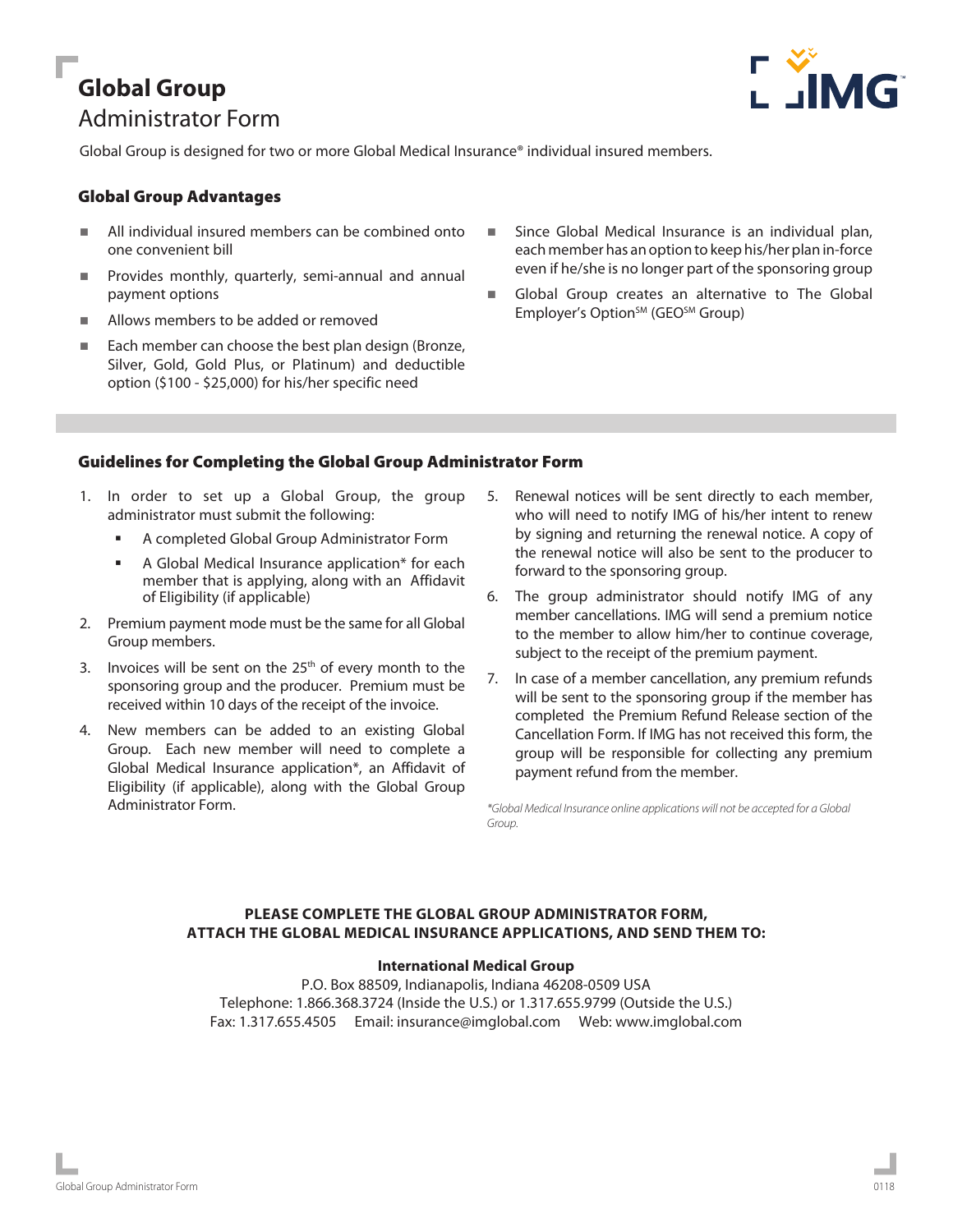# Global Group
## Administrator Form

Global Group is designed for two or more Global Medical Insurance® individual insured members.

### Global Group Advantages

- All individual insured members can be combined onto one convenient bill
- Provides monthly, quarterly, semi-annual and annual payment options
- Allows members to be added or removed
- Each member can choose the best plan design (Bronze, Silver, Gold, Gold Plus, or Platinum) and deductible option ($100 - $25,000) for his/her specific need
- Since Global Medical Insurance is an individual plan, each member has an option to keep his/her plan in-force even if he/she is no longer part of the sponsoring group
- Global Group creates an alternative to The Global Employer's Option℠ (GEO℠ Group)

### Guidelines for Completing the Global Group Administrator Form

1. In order to set up a Global Group, the group administrator must submit the following:
   - A completed Global Group Administrator Form
   - A Global Medical Insurance application* for each member that is applying, along with an Affidavit of Eligibility (if applicable)
2. Premium payment mode must be the same for all Global Group members.
3. Invoices will be sent on the 25th of every month to the sponsoring group and the producer. Premium must be received within 10 days of the receipt of the invoice.
4. New members can be added to an existing Global Group. Each new member will need to complete a Global Medical Insurance application*, an Affidavit of Eligibility (if applicable), along with the Global Group Administrator Form.
5. Renewal notices will be sent directly to each member, who will need to notify IMG of his/her intent to renew by signing and returning the renewal notice. A copy of the renewal notice will also be sent to the producer to forward to the sponsoring group.
6. The group administrator should notify IMG of any member cancellations. IMG will send a premium notice to the member to allow him/her to continue coverage, subject to the receipt of the premium payment.
7. In case of a member cancellation, any premium refunds will be sent to the sponsoring group if the member has completed the Premium Refund Release section of the Cancellation Form. If IMG has not received this form, the group will be responsible for collecting any premium payment refund from the member.

*\*Global Medical Insurance online applications will not be accepted for a Global Group.*

**PLEASE COMPLETE THE GLOBAL GROUP ADMINISTRATOR FORM, ATTACH THE GLOBAL MEDICAL INSURANCE APPLICATIONS, AND SEND THEM TO:**

**International Medical Group**
P.O. Box 88509, Indianapolis, Indiana 46208-0509 USA
Telephone: 1.866.368.3724 (Inside the U.S.) or 1.317.655.9799 (Outside the U.S.)
Fax: 1.317.655.4505 Email: insurance@imglobal.com Web: www.imglobal.com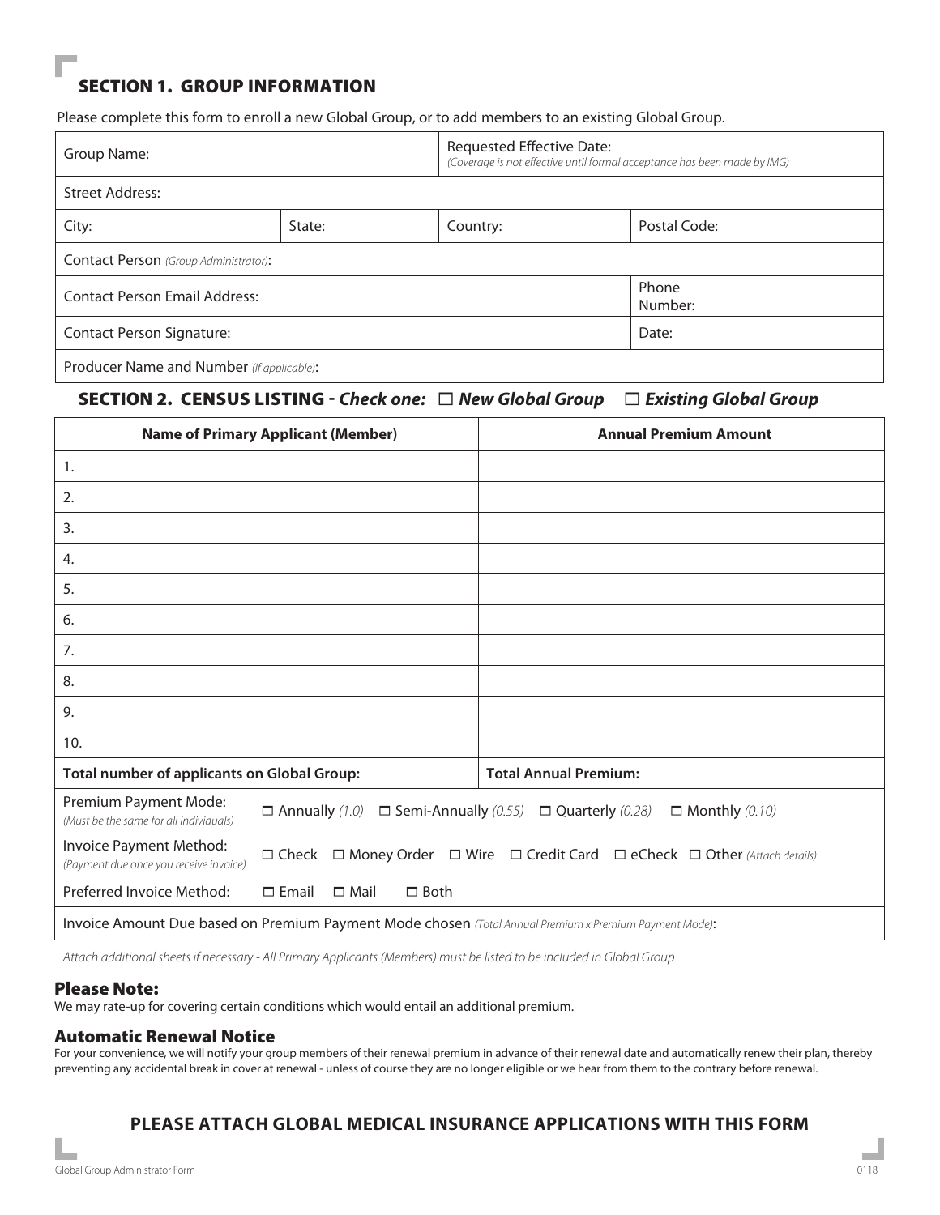## SECTION 1. GROUP INFORMATION

Please complete this form to enroll a new Global Group, or to add members to an existing Global Group.

| Group Name: | | Requested Effective Date: *(Coverage is not effective until formal acceptance has been made by IMG)* | |
|---|---|---|---|
| Street Address: | | | |
| City: | State: | Country: | Postal Code: |
| Contact Person *(Group Administrator)*: | | | |
| Contact Person Email Address: | | | Phone Number: |
| Contact Person Signature: | | | Date: |
| Producer Name and Number *(If applicable)*: | | | |

## SECTION 2. CENSUS LISTING - *Check one:* ☐ *New Global Group* ☐ *Existing Global Group*

| Name of Primary Applicant (Member) | Annual Premium Amount |
|---|---|
| 1. | |
| 2. | |
| 3. | |
| 4. | |
| 5. | |
| 6. | |
| 7. | |
| 8. | |
| 9. | |
| 10. | |
| **Total number of applicants on Global Group:** | **Total Annual Premium:** |
| Premium Payment Mode: *(Must be the same for all individuals)* | ☐ Annually *(1.0)* ☐ Semi-Annually *(0.55)* ☐ Quarterly *(0.28)* ☐ Monthly *(0.10)* |
| Invoice Payment Method: *(Payment due once you receive invoice)* | ☐ Check ☐ Money Order ☐ Wire ☐ Credit Card ☐ eCheck ☐ Other *(Attach details)* |
| Preferred Invoice Method: | ☐ Email ☐ Mail ☐ Both |
| Invoice Amount Due based on Premium Payment Mode chosen *(Total Annual Premium x Premium Payment Mode)*: | |

*Attach additional sheets if necessary - All Primary Applicants (Members) must be listed to be included in Global Group*

### Please Note:

We may rate-up for covering certain conditions which would entail an additional premium.

### Automatic Renewal Notice

For your convenience, we will notify your group members of their renewal premium in advance of their renewal date and automatically renew their plan, thereby preventing any accidental break in cover at renewal - unless of course they are no longer eligible or we hear from them to the contrary before renewal.

**PLEASE ATTACH GLOBAL MEDICAL INSURANCE APPLICATIONS WITH THIS FORM**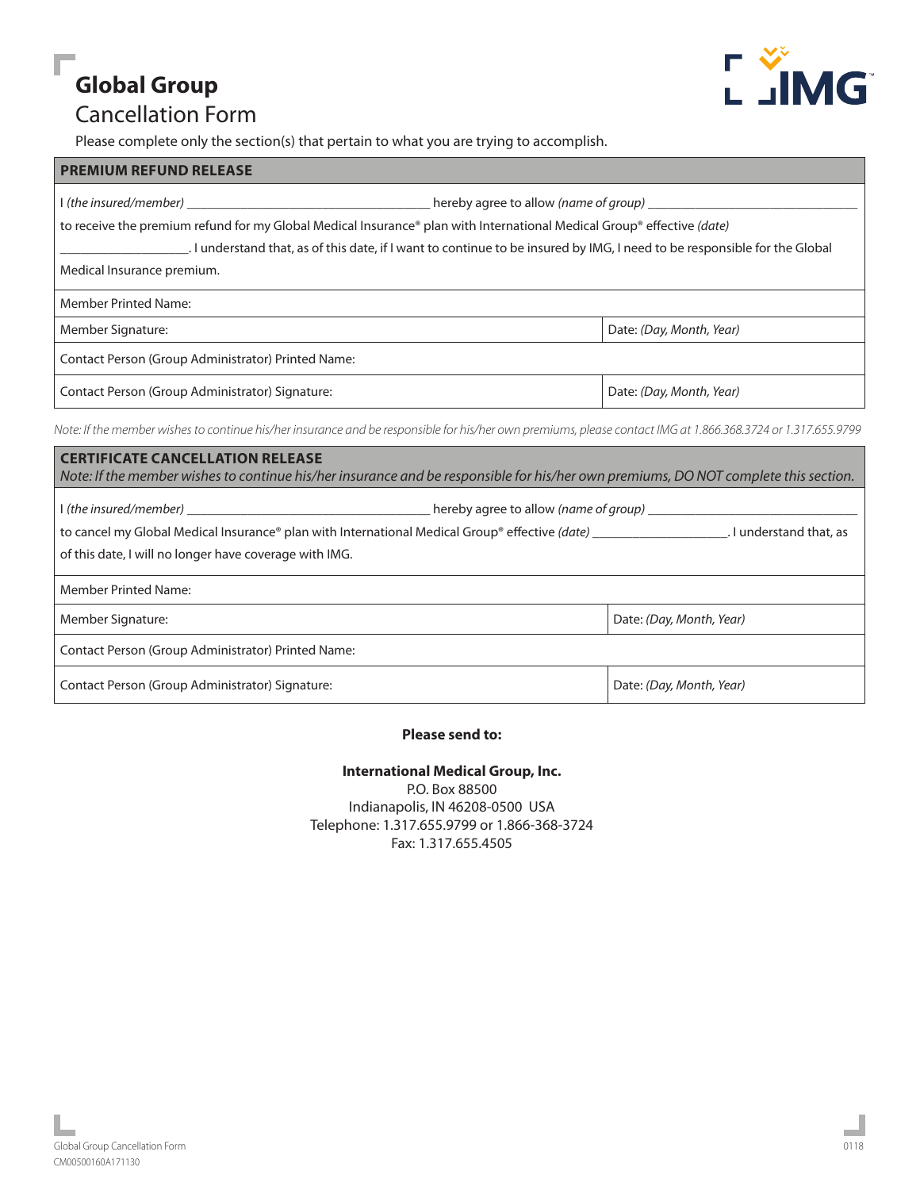# Global Group

## Cancellation Form

Please complete only the section(s) that pertain to what you are trying to accomplish.

| PREMIUM REFUND RELEASE | |
|---|---|
| I *(the insured/member)* ___________________________________ hereby agree to allow *(name of group)* ______________________________ to receive the premium refund for my Global Medical Insurance® plan with International Medical Group® effective *(date)* __________________. I understand that, as of this date, if I want to continue to be insured by IMG, I need to be responsible for the Global Medical Insurance premium. | |
| Member Printed Name: | |
| Member Signature: | Date: *(Day, Month, Year)* |
| Contact Person (Group Administrator) Printed Name: | |
| Contact Person (Group Administrator) Signature: | Date: *(Day, Month, Year)* |

*Note: If the member wishes to continue his/her insurance and be responsible for his/her own premiums, please contact IMG at 1.866.368.3724 or 1.317.655.9799*

| CERTIFICATE CANCELLATION RELEASE *Note: If the member wishes to continue his/her insurance and be responsible for his/her own premiums, DO NOT complete this section.* | |
|---|---|
| I *(the insured/member)* ___________________________________ hereby agree to allow *(name of group)* ______________________________ to cancel my Global Medical Insurance® plan with International Medical Group® effective *(date)* ___________________. I understand that, as of this date, I will no longer have coverage with IMG. | |
| Member Printed Name: | |
| Member Signature: | Date: *(Day, Month, Year)* |
| Contact Person (Group Administrator) Printed Name: | |
| Contact Person (Group Administrator) Signature: | Date: *(Day, Month, Year)* |

**Please send to:**

**International Medical Group, Inc.**
P.O. Box 88500
Indianapolis, IN 46208-0500 USA
Telephone: 1.317.655.9799 or 1.866-368-3724
Fax: 1.317.655.4505

Global Group Cancellation Form
CM00500160A171130

0118